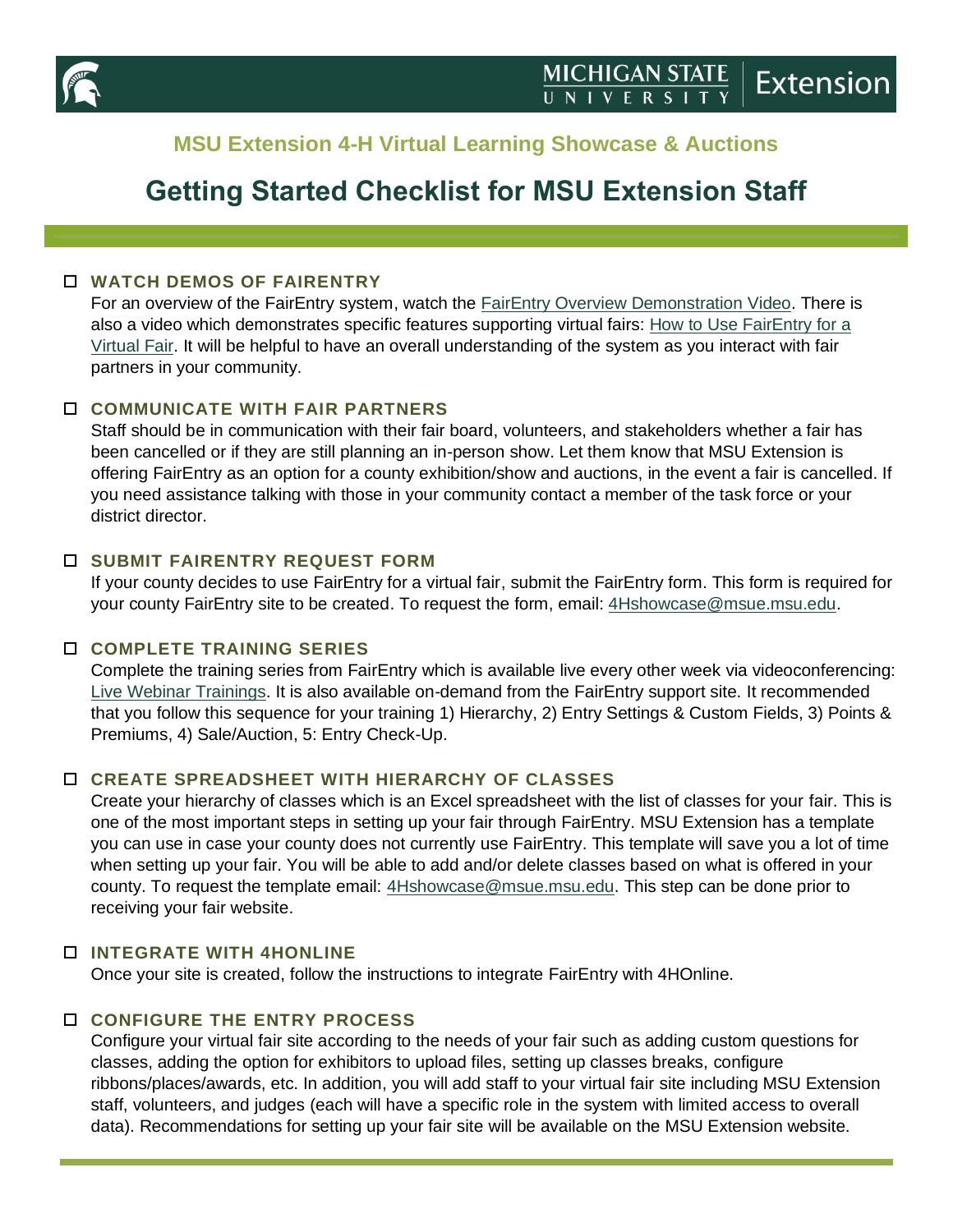**MSU Extension 4-H Virtual Learning Showcase & Auctions**

# Getting Started Checklist for MSU Extension Staff

- ☐ **WATCH DEMOS OF FAIRENTRY**

  For an overview of the FairEntry system, watch the FairEntry Overview Demonstration Video. There is also a video which demonstrates specific features supporting virtual fairs: How to Use FairEntry for a Virtual Fair. It will be helpful to have an overall understanding of the system as you interact with fair partners in your community.

- ☐ **COMMUNICATE WITH FAIR PARTNERS**

  Staff should be in communication with their fair board, volunteers, and stakeholders whether a fair has been cancelled or if they are still planning an in-person show. Let them know that MSU Extension is offering FairEntry as an option for a county exhibition/show and auctions, in the event a fair is cancelled. If you need assistance talking with those in your community contact a member of the task force or your district director.

- ☐ **SUBMIT FAIRENTRY REQUEST FORM**

  If your county decides to use FairEntry for a virtual fair, submit the FairEntry form. This form is required for your county FairEntry site to be created. To request the form, email: 4Hshowcase@msue.msu.edu.

- ☐ **COMPLETE TRAINING SERIES**

  Complete the training series from FairEntry which is available live every other week via videoconferencing: Live Webinar Trainings. It is also available on-demand from the FairEntry support site. It recommended that you follow this sequence for your training 1) Hierarchy, 2) Entry Settings & Custom Fields, 3) Points & Premiums, 4) Sale/Auction, 5: Entry Check-Up.

- ☐ **CREATE SPREADSHEET WITH HIERARCHY OF CLASSES**

  Create your hierarchy of classes which is an Excel spreadsheet with the list of classes for your fair. This is one of the most important steps in setting up your fair through FairEntry. MSU Extension has a template you can use in case your county does not currently use FairEntry. This template will save you a lot of time when setting up your fair. You will be able to add and/or delete classes based on what is offered in your county. To request the template email: 4Hshowcase@msue.msu.edu. This step can be done prior to receiving your fair website.

- ☐ **INTEGRATE WITH 4HONLINE**

  Once your site is created, follow the instructions to integrate FairEntry with 4HOnline.

- ☐ **CONFIGURE THE ENTRY PROCESS**

  Configure your virtual fair site according to the needs of your fair such as adding custom questions for classes, adding the option for exhibitors to upload files, setting up classes breaks, configure ribbons/places/awards, etc. In addition, you will add staff to your virtual fair site including MSU Extension staff, volunteers, and judges (each will have a specific role in the system with limited access to overall data). Recommendations for setting up your fair site will be available on the MSU Extension website.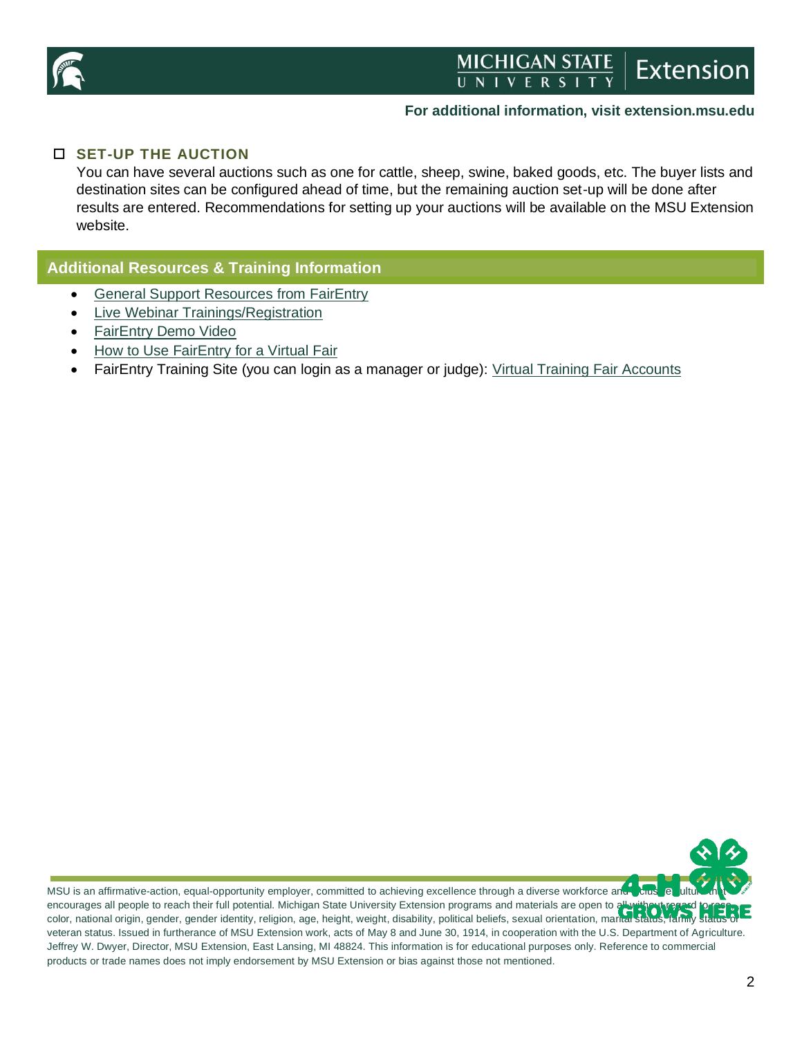For additional information, visit extension.msu.edu

### ☐ SET-UP THE AUCTION

You can have several auctions such as one for cattle, sheep, swine, baked goods, etc. The buyer lists and destination sites can be configured ahead of time, but the remaining auction set-up will be done after results are entered. Recommendations for setting up your auctions will be available on the MSU Extension website.

## Additional Resources & Training Information

- General Support Resources from FairEntry
- Live Webinar Trainings/Registration
- FairEntry Demo Video
- How to Use FairEntry for a Virtual Fair
- FairEntry Training Site (you can login as a manager or judge): Virtual Training Fair Accounts

MSU is an affirmative-action, equal-opportunity employer, committed to achieving excellence through a diverse workforce and inclusive culture that encourages all people to reach their full potential. Michigan State University Extension programs and materials are open to all without regard to race, color, national origin, gender, gender identity, religion, age, height, weight, disability, political beliefs, sexual orientation, marital status, family status or veteran status. Issued in furtherance of MSU Extension work, acts of May 8 and June 30, 1914, in cooperation with the U.S. Department of Agriculture. Jeffrey W. Dwyer, Director, MSU Extension, East Lansing, MI 48824. This information is for educational purposes only. Reference to commercial products or trade names does not imply endorsement by MSU Extension or bias against those not mentioned.